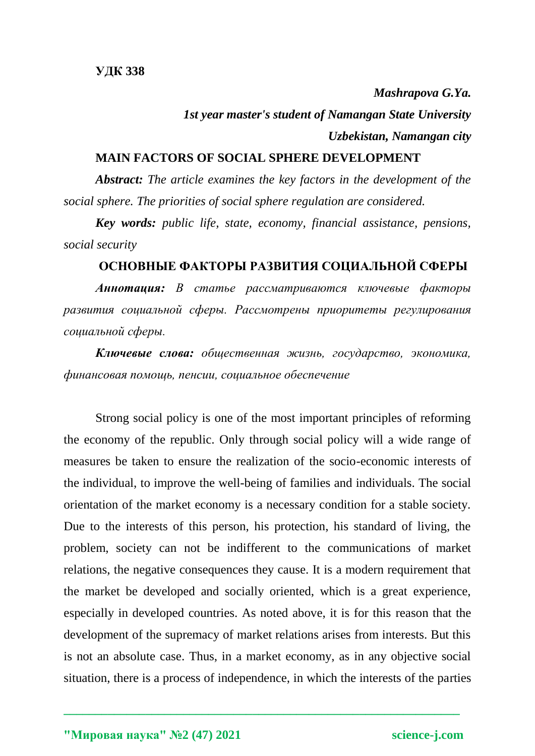**УДК 338**

***Mashrapova G.Ya.***

***1st year master's student of Namangan State University***

***Uzbekistan, Namangan city***

# MAIN FACTORS OF SOCIAL SPHERE DEVELOPMENT

***Abstract:*** *The article examines the key factors in the development of the social sphere. The priorities of social sphere regulation are considered.*

***Key words:*** *public life, state, economy, financial assistance, pensions, social security*

# ОСНОВНЫЕ ФАКТОРЫ РАЗВИТИЯ СОЦИАЛЬНОЙ СФЕРЫ

***Аннотация:*** *В статье рассматриваются ключевые факторы развития социальной сферы. Рассмотрены приоритеты регулирования социальной сферы.*

***Ключевые слова:*** *общественная жизнь, государство, экономика, финансовая помощь, пенсии, социальное обеспечение*

Strong social policy is one of the most important principles of reforming the economy of the republic. Only through social policy will a wide range of measures be taken to ensure the realization of the socio-economic interests of the individual, to improve the well-being of families and individuals. The social orientation of the market economy is a necessary condition for a stable society. Due to the interests of this person, his protection, his standard of living, the problem, society can not be indifferent to the communications of market relations, the negative consequences they cause. It is a modern requirement that the market be developed and socially oriented, which is a great experience, especially in developed countries. As noted above, it is for this reason that the development of the supremacy of market relations arises from interests. But this is not an absolute case. Thus, in a market economy, as in any objective social situation, there is a process of independence, in which the interests of the parties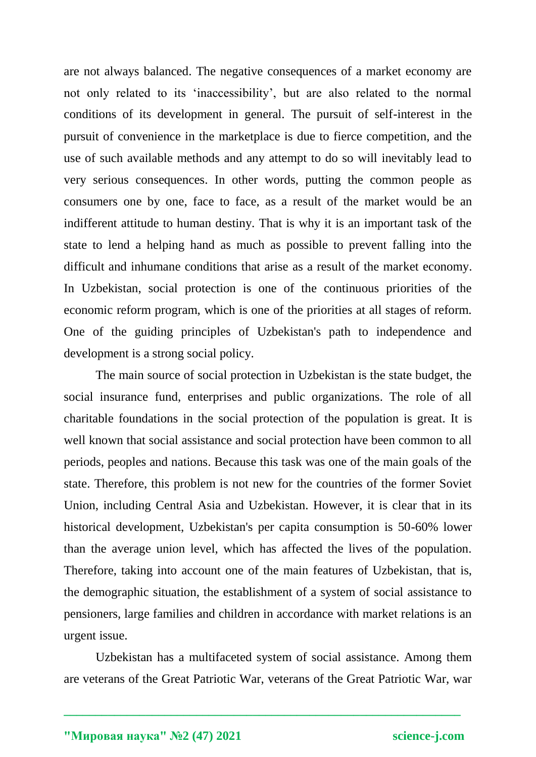are not always balanced. The negative consequences of a market economy are not only related to its 'inaccessibility', but are also related to the normal conditions of its development in general. The pursuit of self-interest in the pursuit of convenience in the marketplace is due to fierce competition, and the use of such available methods and any attempt to do so will inevitably lead to very serious consequences. In other words, putting the common people as consumers one by one, face to face, as a result of the market would be an indifferent attitude to human destiny. That is why it is an important task of the state to lend a helping hand as much as possible to prevent falling into the difficult and inhumane conditions that arise as a result of the market economy. In Uzbekistan, social protection is one of the continuous priorities of the economic reform program, which is one of the priorities at all stages of reform. One of the guiding principles of Uzbekistan's path to independence and development is a strong social policy.

The main source of social protection in Uzbekistan is the state budget, the social insurance fund, enterprises and public organizations. The role of all charitable foundations in the social protection of the population is great. It is well known that social assistance and social protection have been common to all periods, peoples and nations. Because this task was one of the main goals of the state. Therefore, this problem is not new for the countries of the former Soviet Union, including Central Asia and Uzbekistan. However, it is clear that in its historical development, Uzbekistan's per capita consumption is 50-60% lower than the average union level, which has affected the lives of the population. Therefore, taking into account one of the main features of Uzbekistan, that is, the demographic situation, the establishment of a system of social assistance to pensioners, large families and children in accordance with market relations is an urgent issue.

Uzbekistan has a multifaceted system of social assistance. Among them are veterans of the Great Patriotic War, veterans of the Great Patriotic War, war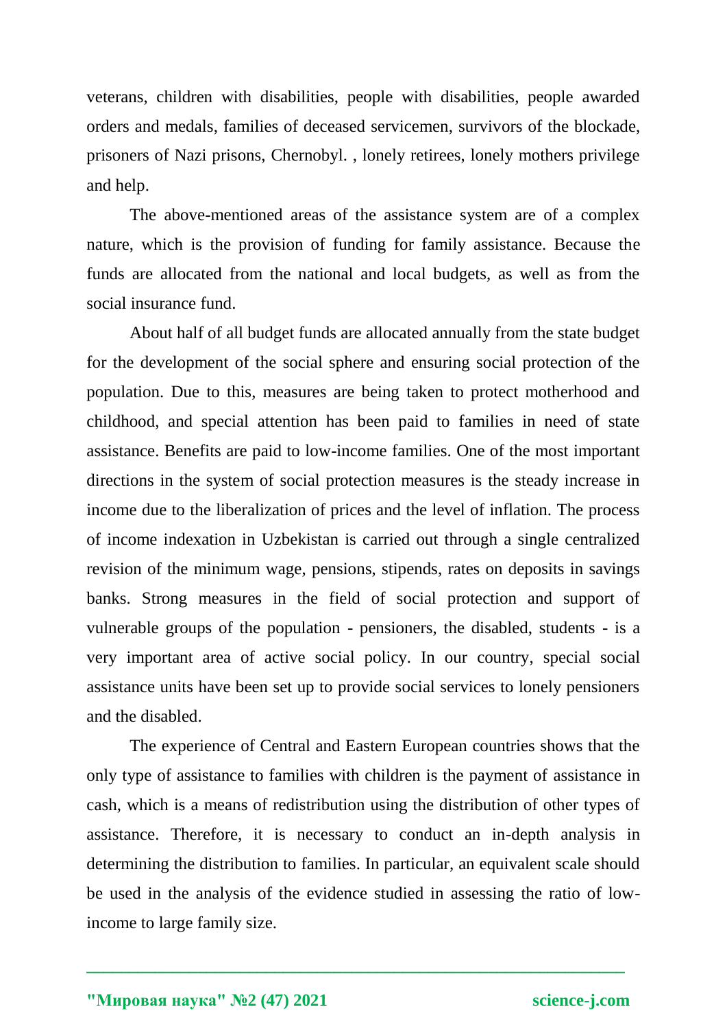veterans, children with disabilities, people with disabilities, people awarded orders and medals, families of deceased servicemen, survivors of the blockade, prisoners of Nazi prisons, Chernobyl. , lonely retirees, lonely mothers privilege and help.

The above-mentioned areas of the assistance system are of a complex nature, which is the provision of funding for family assistance. Because the funds are allocated from the national and local budgets, as well as from the social insurance fund.

About half of all budget funds are allocated annually from the state budget for the development of the social sphere and ensuring social protection of the population. Due to this, measures are being taken to protect motherhood and childhood, and special attention has been paid to families in need of state assistance. Benefits are paid to low-income families. One of the most important directions in the system of social protection measures is the steady increase in income due to the liberalization of prices and the level of inflation. The process of income indexation in Uzbekistan is carried out through a single centralized revision of the minimum wage, pensions, stipends, rates on deposits in savings banks. Strong measures in the field of social protection and support of vulnerable groups of the population - pensioners, the disabled, students - is a very important area of active social policy. In our country, special social assistance units have been set up to provide social services to lonely pensioners and the disabled.

The experience of Central and Eastern European countries shows that the only type of assistance to families with children is the payment of assistance in cash, which is a means of redistribution using the distribution of other types of assistance. Therefore, it is necessary to conduct an in-depth analysis in determining the distribution to families. In particular, an equivalent scale should be used in the analysis of the evidence studied in assessing the ratio of low-income to large family size.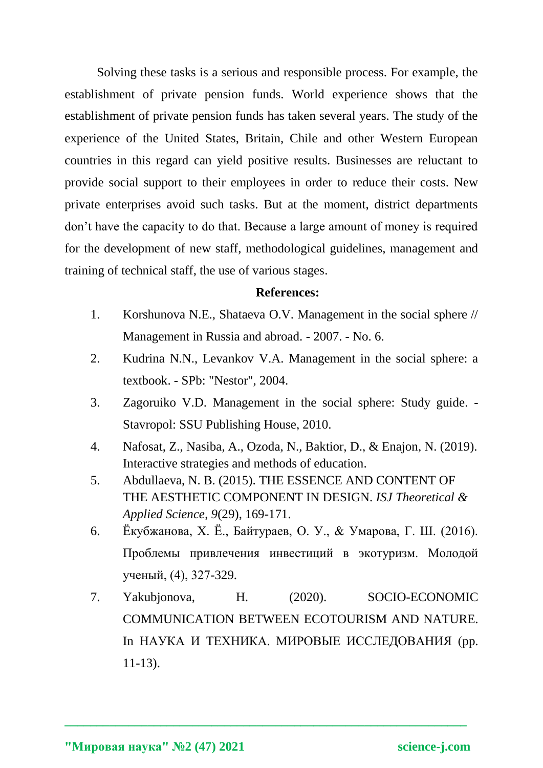Solving these tasks is a serious and responsible process. For example, the establishment of private pension funds. World experience shows that the establishment of private pension funds has taken several years. The study of the experience of the United States, Britain, Chile and other Western European countries in this regard can yield positive results. Businesses are reluctant to provide social support to their employees in order to reduce their costs. New private enterprises avoid such tasks. But at the moment, district departments don't have the capacity to do that. Because a large amount of money is required for the development of new staff, methodological guidelines, management and training of technical staff, the use of various stages.

**References:**

1. Korshunova N.E., Shataeva O.V. Management in the social sphere // Management in Russia and abroad. - 2007. - No. 6.
2. Kudrina N.N., Levankov V.A. Management in the social sphere: a textbook. - SPb: "Nestor", 2004.
3. Zagoruiko V.D. Management in the social sphere: Study guide. - Stavropol: SSU Publishing House, 2010.
4. Nafosat, Z., Nasiba, A., Ozoda, N., Baktior, D., & Enajon, N. (2019). Interactive strategies and methods of education.
5. Abdullaeva, N. B. (2015). THE ESSENCE AND CONTENT OF THE AESTHETIC COMPONENT IN DESIGN. *ISJ Theoretical & Applied Science*, *9*(29), 169-171.
6. Ёкубжанова, Х. Ё., Байтураев, О. У., & Умарова, Г. Ш. (2016). Проблемы привлечения инвестиций в экотуризм. Молодой ученый, (4), 327-329.
7. Yakubjonova, H. (2020). SOCIO-ECONOMIC COMMUNICATION BETWEEN ECOTOURISM AND NATURE. In НАУКА И ТЕХНИКА. МИРОВЫЕ ИССЛЕДОВАНИЯ (pp. 11-13).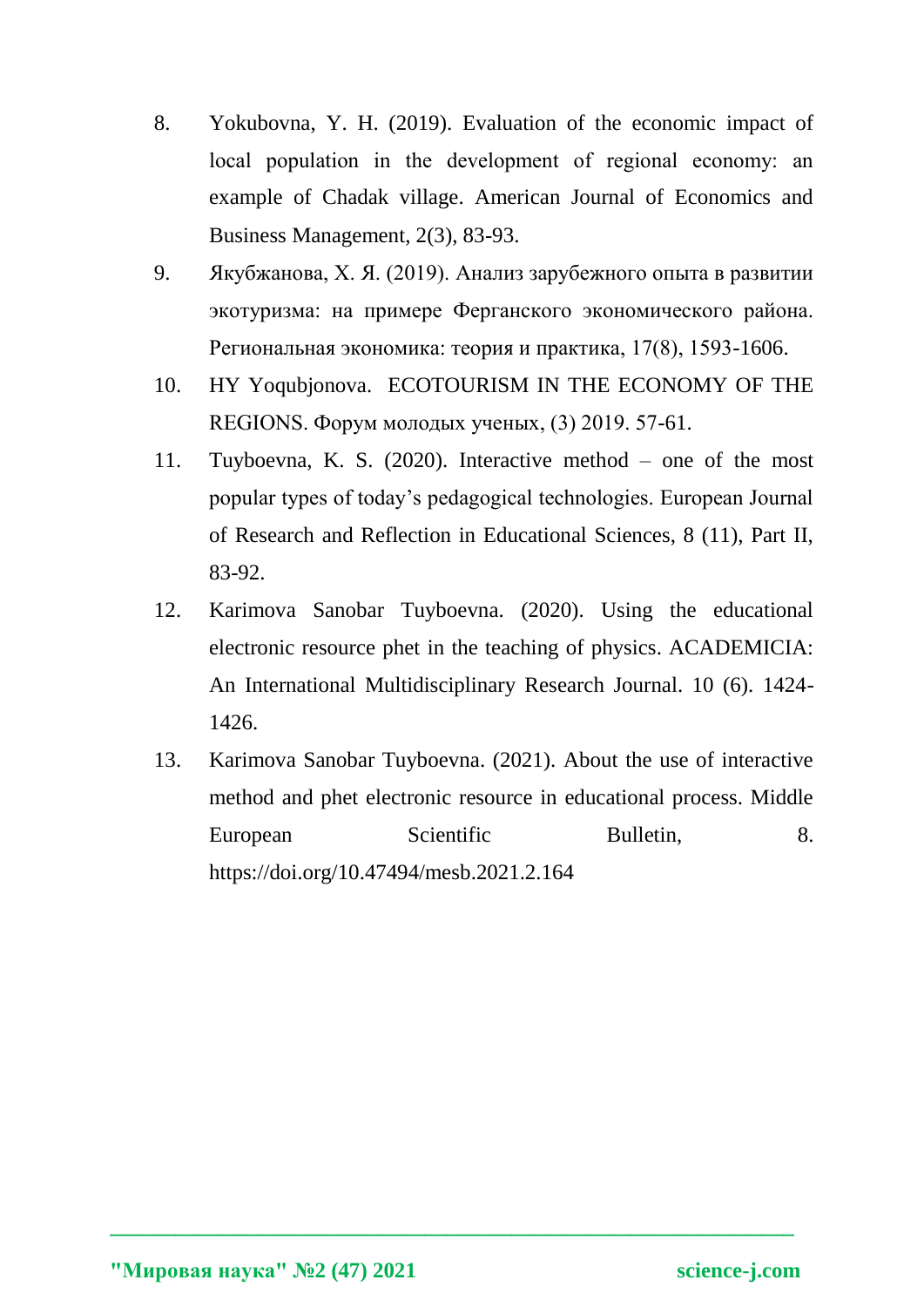8. Yokubovna, Y. H. (2019). Evaluation of the economic impact of local population in the development of regional economy: an example of Chadak village. American Journal of Economics and Business Management, 2(3), 83-93.
9. Якубжанова, Х. Я. (2019). Анализ зарубежного опыта в развитии экотуризма: на примере Ферганского экономического района. Региональная экономика: теория и практика, 17(8), 1593-1606.
10. HY Yoqubjonova. ECOTOURISM IN THE ECONOMY OF THE REGIONS. Форум молодых ученых, (3) 2019. 57-61.
11. Tuyboevna, K. S. (2020). Interactive method – one of the most popular types of today's pedagogical technologies. European Journal of Research and Reflection in Educational Sciences, 8 (11), Part II, 83-92.
12. Karimova Sanobar Tuyboevna. (2020). Using the educational electronic resource phet in the teaching of physics. ACADEMICIA: An International Multidisciplinary Research Journal. 10 (6). 1424-1426.
13. Karimova Sanobar Tuyboevna. (2021). About the use of interactive method and phet electronic resource in educational process. Middle European Scientific Bulletin, 8. https://doi.org/10.47494/mesb.2021.2.164